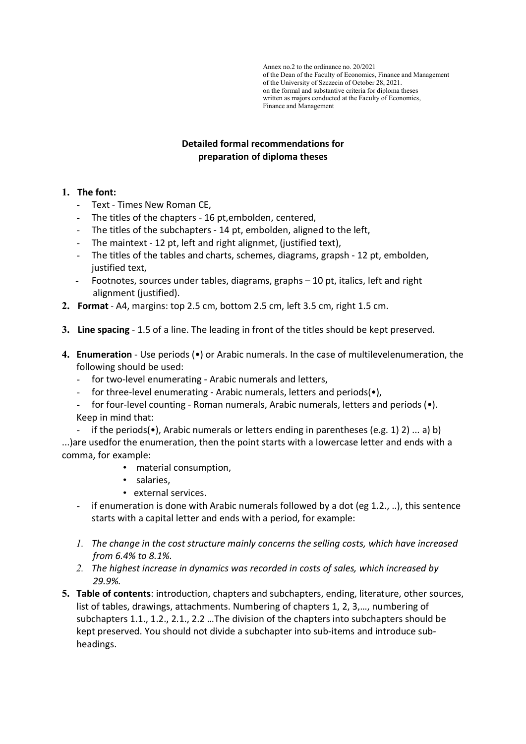Annex no.2 to the ordinance no. 20/2021
of the Dean of the Faculty of Economics, Finance and Management
of the University of Szczecin of October 28, 2021.
on the formal and substantive criteria for diploma theses
written as majors conducted at the Faculty of Economics,
Finance and Management

# Detailed formal recommendations for preparation of diploma theses

1. **The font:**
   - Text - Times New Roman CE,
   - The titles of the chapters - 16 pt,embolden, centered,
   - The titles of the subchapters - 14 pt, embolden, aligned to the left,
   - The maintext - 12 pt, left and right alignmet, (justified text),
   - The titles of the tables and charts, schemes, diagrams, grapsh - 12 pt, embolden, justified text,
   - Footnotes, sources under tables, diagrams, graphs – 10 pt, italics, left and right alignment (justified).
2. **Format** - A4, margins: top 2.5 cm, bottom 2.5 cm, left 3.5 cm, right 1.5 cm.
3. **Line spacing** - 1.5 of a line. The leading in front of the titles should be kept preserved.
4. **Enumeration** - Use periods (•) or Arabic numerals. In the case of multilevelenumeration, the following should be used:
   - for two-level enumerating - Arabic numerals and letters,
   - for three-level enumerating - Arabic numerals, letters and periods(•),
   - for four-level counting - Roman numerals, Arabic numerals, letters and periods (•).

   Keep in mind that:
   - if the periods(•), Arabic numerals or letters ending in parentheses (e.g. 1) 2) ... a) b) ...)are usedfor the enumeration, then the point starts with a lowercase letter and ends with a comma, for example:
     - material consumption,
     - salaries,
     - external services.
   - if enumeration is done with Arabic numerals followed by a dot (eg 1.2., ..), this sentence starts with a capital letter and ends with a period, for example:

   1. *The change in the cost structure mainly concerns the selling costs, which have increased from 6.4% to 8.1%.*
   2. *The highest increase in dynamics was recorded in costs of sales, which increased by 29.9%.*
5. **Table of contents**: introduction, chapters and subchapters, ending, literature, other sources, list of tables, drawings, attachments. Numbering of chapters 1, 2, 3,…, numbering of subchapters 1.1., 1.2., 2.1., 2.2 …The division of the chapters into subchapters should be kept preserved. You should not divide a subchapter into sub-items and introduce sub-headings.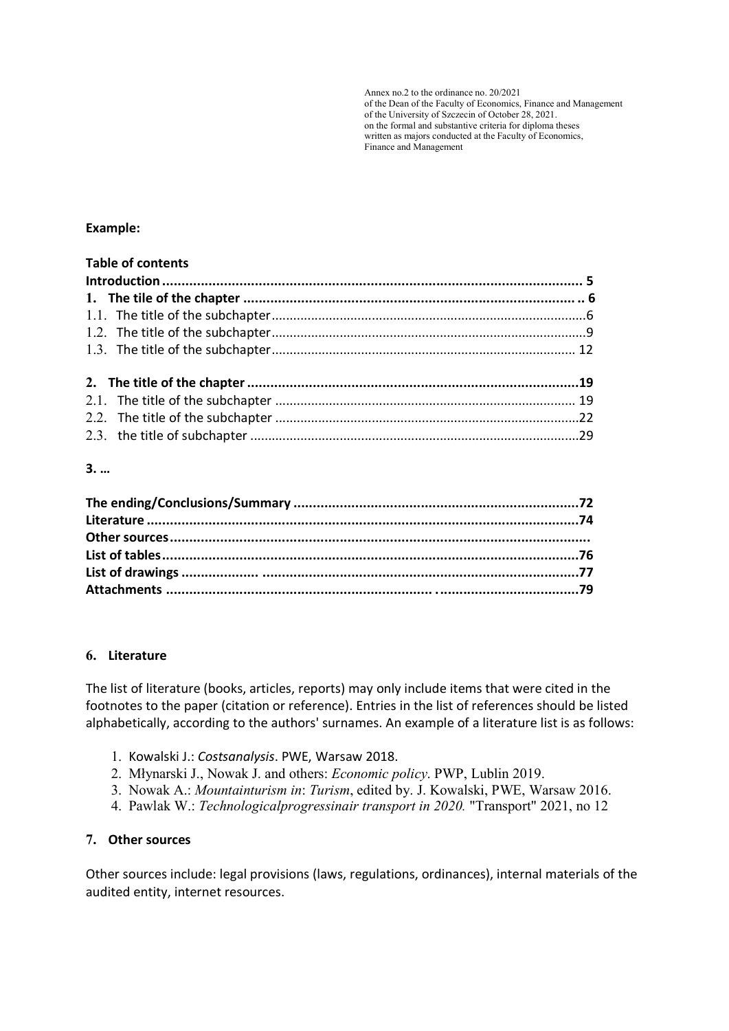Annex no.2 to the ordinance no. 20/2021
of the Dean of the Faculty of Economics, Finance and Management
of the University of Szczecin of October 28, 2021.
on the formal and substantive criteria for diploma theses
written as majors conducted at the Faculty of Economics,
Finance and Management

**Example:**

**Table of contents**

**Introduction ............................................................................................................ 5**
**1. The tile of the chapter ...................................................................................... .. 6**
1.1. The title of the subchapter.......................................................................................6
1.2. The title of the subchapter.......................................................................................9
1.3. The title of the subchapter.................................................................................... 12

**2. The title of the chapter ......................................................................................19**
2.1. The title of the subchapter .................................................................................. 19
2.2. The title of the subchapter ....................................................................................22
2.3. the title of subchapter ...........................................................................................29

**3. …**

**The ending/Conclusions/Summary .........................................................................72**
**Literature ...............................................................................................................74**
**Other sources............................................................................................................**
**List of tables............................................................................................................76**
**List of drawings .................... ..................................................................................77**
**Attachments ..................................................................... ..................................79**

## 6. Literature

The list of literature (books, articles, reports) may only include items that were cited in the footnotes to the paper (citation or reference). Entries in the list of references should be listed alphabetically, according to the authors' surnames. An example of a literature list is as follows:

1. Kowalski J.: *Costsanalysis*. PWE, Warsaw 2018.
2. Młynarski J., Nowak J. and others: *Economic policy*. PWP, Lublin 2019.
3. Nowak A.: *Mountainturism in*: *Turism*, edited by. J. Kowalski, PWE, Warsaw 2016.
4. Pawlak W.: *Technologicalprogressinair transport in 2020.* "Transport" 2021, no 12

## 7. Other sources

Other sources include: legal provisions (laws, regulations, ordinances), internal materials of the audited entity, internet resources.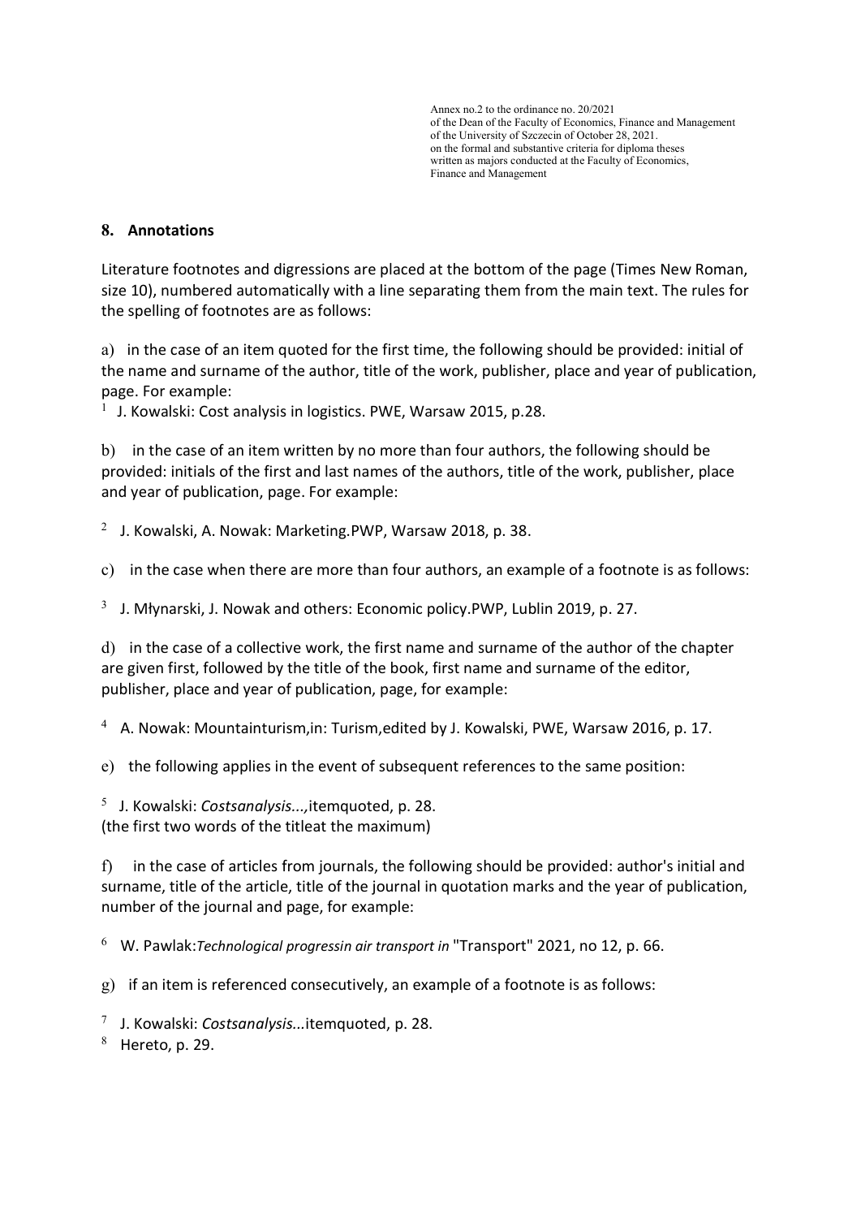Annex no.2 to the ordinance no. 20/2021
of the Dean of the Faculty of Economics, Finance and Management
of the University of Szczecin of October 28, 2021.
on the formal and substantive criteria for diploma theses
written as majors conducted at the Faculty of Economics,
Finance and Management

## 8. Annotations

Literature footnotes and digressions are placed at the bottom of the page (Times New Roman, size 10), numbered automatically with a line separating them from the main text. The rules for the spelling of footnotes are as follows:

a) in the case of an item quoted for the first time, the following should be provided: initial of the name and surname of the author, title of the work, publisher, place and year of publication, page. For example:

[1] J. Kowalski: Cost analysis in logistics. PWE, Warsaw 2015, p.28.

b) in the case of an item written by no more than four authors, the following should be provided: initials of the first and last names of the authors, title of the work, publisher, place and year of publication, page. For example:

[2] J. Kowalski, A. Nowak: Marketing.PWP, Warsaw 2018, p. 38.

c) in the case when there are more than four authors, an example of a footnote is as follows:

[3] J. Młynarski, J. Nowak and others: Economic policy.PWP, Lublin 2019, p. 27.

d) in the case of a collective work, the first name and surname of the author of the chapter are given first, followed by the title of the book, first name and surname of the editor, publisher, place and year of publication, page, for example:

[4] A. Nowak: Mountainturism,in: Turism,edited by J. Kowalski, PWE, Warsaw 2016, p. 17.

e) the following applies in the event of subsequent references to the same position:

[5] J. Kowalski: *Costsanalysis...*,itemquoted, p. 28.
(the first two words of the titleat the maximum)

f) in the case of articles from journals, the following should be provided: author's initial and surname, title of the article, title of the journal in quotation marks and the year of publication, number of the journal and page, for example:

[6] W. Pawlak:*Technological progressin air transport in* "Transport" 2021, no 12, p. 66.

g) if an item is referenced consecutively, an example of a footnote is as follows:

[7] J. Kowalski: *Costsanalysis...*itemquoted, p. 28.
[8] Hereto, p. 29.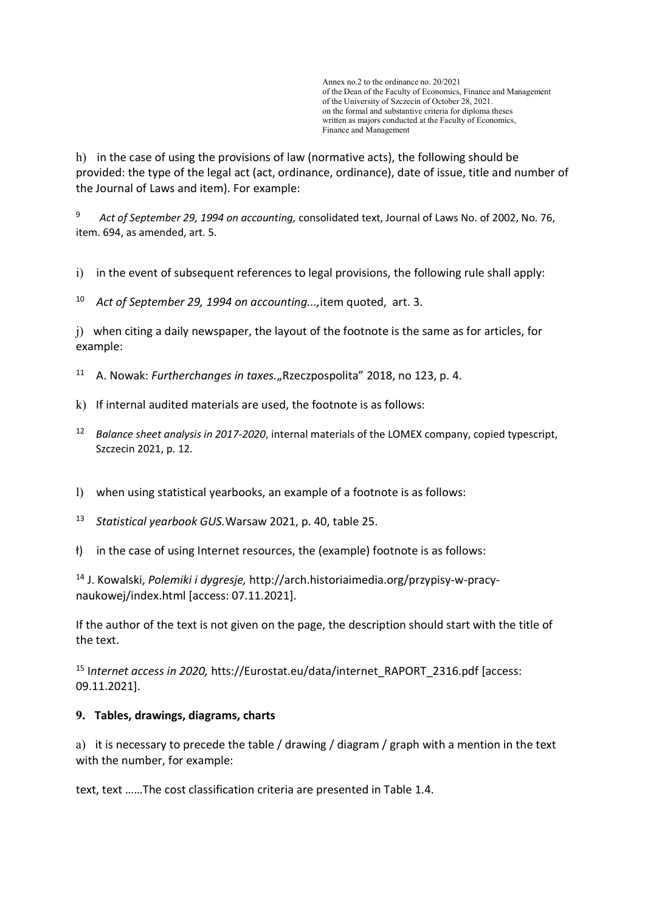h) in the case of using the provisions of law (normative acts), the following should be provided: the type of the legal act (act, ordinance, ordinance), date of issue, title and number of the Journal of Laws and item). For example:

[9] *Act of September 29, 1994 on accounting,* consolidated text, Journal of Laws No. of 2002, No. 76, item. 694, as amended, art. 5.

i) in the event of subsequent references to legal provisions, the following rule shall apply:

[10] *Act of September 29, 1994 on accounting...,*item quoted, art. 3.

j) when citing a daily newspaper, the layout of the footnote is the same as for articles, for example:

[11] A. Nowak: *Furtherchanges in taxes*.„Rzeczpospolita" 2018, no 123, p. 4.

k) If internal audited materials are used, the footnote is as follows:

[12] *Balance sheet analysis in 2017-2020*, internal materials of the LOMEX company, copied typescript, Szczecin 2021, p. 12.

l) when using statistical yearbooks, an example of a footnote is as follows:

[13] *Statistical yearbook GUS.*Warsaw 2021, p. 40, table 25.

ł) in the case of using Internet resources, the (example) footnote is as follows:

[14] J. Kowalski, *Polemiki i dygresje,* http://arch.historiaimedia.org/przypisy-w-pracy-naukowej/index.html [access: 07.11.2021].

If the author of the text is not given on the page, the description should start with the title of the text.

[15] I*nternet access in 2020,* htts://Eurostat.eu/data/internet_RAPORT_2316.pdf [access: 09.11.2021].

## 9. Tables, drawings, diagrams, charts

a) it is necessary to precede the table / drawing / diagram / graph with a mention in the text with the number, for example:

text, text ……The cost classification criteria are presented in Table 1.4.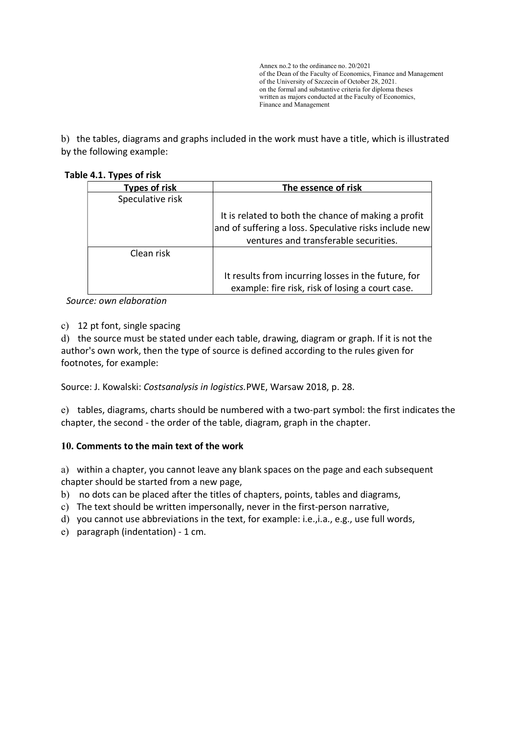Annex no.2 to the ordinance no. 20/2021
of the Dean of the Faculty of Economics, Finance and Management
of the University of Szczecin of October 28, 2021.
on the formal and substantive criteria for diploma theses
written as majors conducted at the Faculty of Economics,
Finance and Management

b) the tables, diagrams and graphs included in the work must have a title, which is illustrated by the following example:

**Table 4.1. Types of risk**

| Types of risk | The essence of risk |
|---|---|
| Speculative risk | It is related to both the chance of making a profit and of suffering a loss. Speculative risks include new ventures and transferable securities. |
| Clean risk | It results from incurring losses in the future, for example: fire risk, risk of losing a court case. |

*Source: own elaboration*

c) 12 pt font, single spacing

d) the source must be stated under each table, drawing, diagram or graph. If it is not the author's own work, then the type of source is defined according to the rules given for footnotes, for example:

Source: J. Kowalski: *Costsanalysis in logistics.*PWE, Warsaw 2018, p. 28.

e) tables, diagrams, charts should be numbered with a two-part symbol: the first indicates the chapter, the second - the order of the table, diagram, graph in the chapter.

### 10. Comments to the main text of the work

a) within a chapter, you cannot leave any blank spaces on the page and each subsequent chapter should be started from a new page,
b) no dots can be placed after the titles of chapters, points, tables and diagrams,
c) The text should be written impersonally, never in the first-person narrative,
d) you cannot use abbreviations in the text, for example: i.e.,i.a., e.g., use full words,
e) paragraph (indentation) - 1 cm.